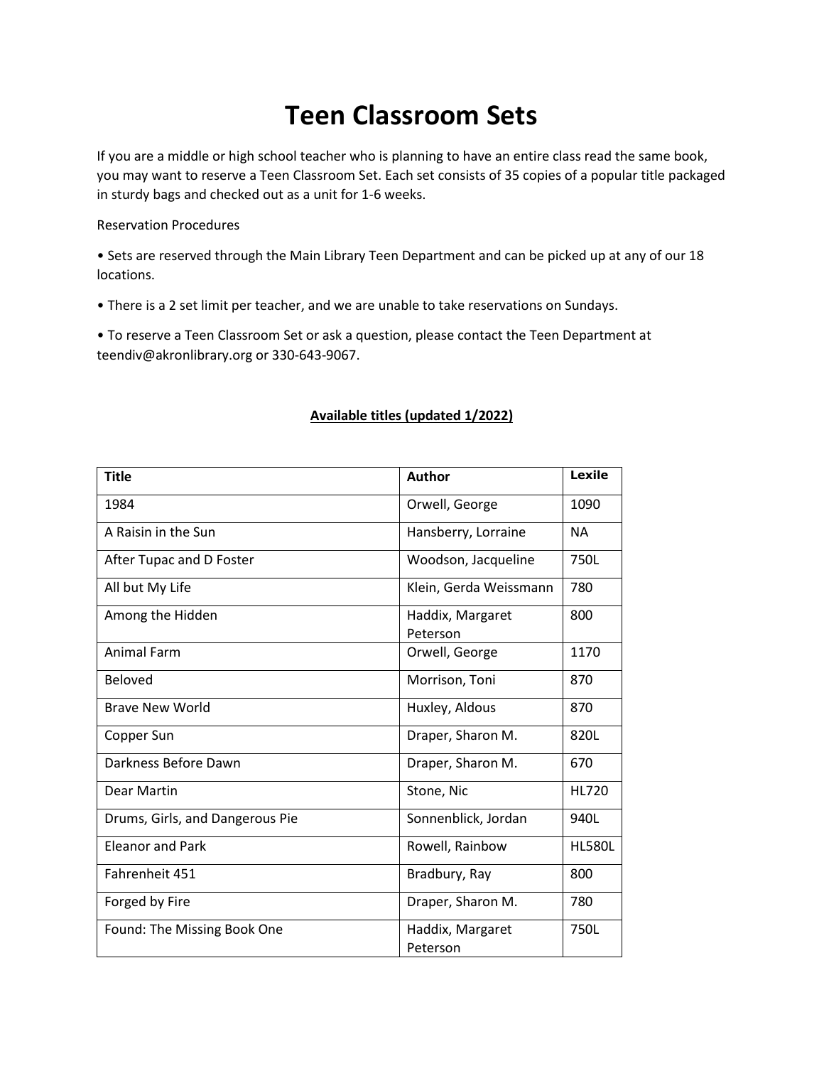# Teen Classroom Sets

If you are a middle or high school teacher who is planning to have an entire class read the same book, you may want to reserve a Teen Classroom Set. Each set consists of 35 copies of a popular title packaged in sturdy bags and checked out as a unit for 1-6 weeks.

Reservation Procedures

• Sets are reserved through the Main Library Teen Department and can be picked up at any of our 18 locations.

• There is a 2 set limit per teacher, and we are unable to take reservations on Sundays.

• To reserve a Teen Classroom Set or ask a question, please contact the Teen Department at teendiv@akronlibrary.org or 330-643-9067.

**Available titles (updated 1/2022)**

| Title | Author | Lexile |
|---|---|---|
| 1984 | Orwell, George | 1090 |
| A Raisin in the Sun | Hansberry, Lorraine | NA |
| After Tupac and D Foster | Woodson, Jacqueline | 750L |
| All but My Life | Klein, Gerda Weissmann | 780 |
| Among the Hidden | Haddix, Margaret Peterson | 800 |
| Animal Farm | Orwell, George | 1170 |
| Beloved | Morrison, Toni | 870 |
| Brave New World | Huxley, Aldous | 870 |
| Copper Sun | Draper, Sharon M. | 820L |
| Darkness Before Dawn | Draper, Sharon M. | 670 |
| Dear Martin | Stone, Nic | HL720 |
| Drums, Girls, and Dangerous Pie | Sonnenblick, Jordan | 940L |
| Eleanor and Park | Rowell, Rainbow | HL580L |
| Fahrenheit 451 | Bradbury, Ray | 800 |
| Forged by Fire | Draper, Sharon M. | 780 |
| Found: The Missing Book One | Haddix, Margaret Peterson | 750L |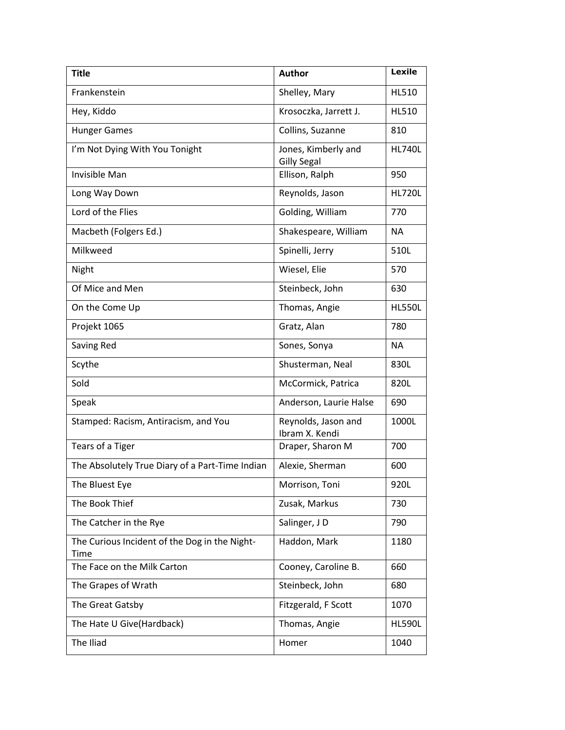| Title | Author | Lexile |
| --- | --- | --- |
| Frankenstein | Shelley, Mary | HL510 |
| Hey, Kiddo | Krosoczka, Jarrett J. | HL510 |
| Hunger Games | Collins, Suzanne | 810 |
| I'm Not Dying With You Tonight | Jones, Kimberly and Gilly Segal | HL740L |
| Invisible Man | Ellison, Ralph | 950 |
| Long Way Down | Reynolds, Jason | HL720L |
| Lord of the Flies | Golding, William | 770 |
| Macbeth (Folgers Ed.) | Shakespeare, William | NA |
| Milkweed | Spinelli, Jerry | 510L |
| Night | Wiesel, Elie | 570 |
| Of Mice and Men | Steinbeck, John | 630 |
| On the Come Up | Thomas, Angie | HL550L |
| Projekt 1065 | Gratz, Alan | 780 |
| Saving Red | Sones, Sonya | NA |
| Scythe | Shusterman, Neal | 830L |
| Sold | McCormick, Patrica | 820L |
| Speak | Anderson, Laurie Halse | 690 |
| Stamped: Racism, Antiracism, and You | Reynolds, Jason and Ibram X. Kendi | 1000L |
| Tears of a Tiger | Draper, Sharon M | 700 |
| The Absolutely True Diary of a Part-Time Indian | Alexie, Sherman | 600 |
| The Bluest Eye | Morrison, Toni | 920L |
| The Book Thief | Zusak, Markus | 730 |
| The Catcher in the Rye | Salinger, J D | 790 |
| The Curious Incident of the Dog in the Night-Time | Haddon, Mark | 1180 |
| The Face on the Milk Carton | Cooney, Caroline B. | 660 |
| The Grapes of Wrath | Steinbeck, John | 680 |
| The Great Gatsby | Fitzgerald, F Scott | 1070 |
| The Hate U Give(Hardback) | Thomas, Angie | HL590L |
| The Iliad | Homer | 1040 |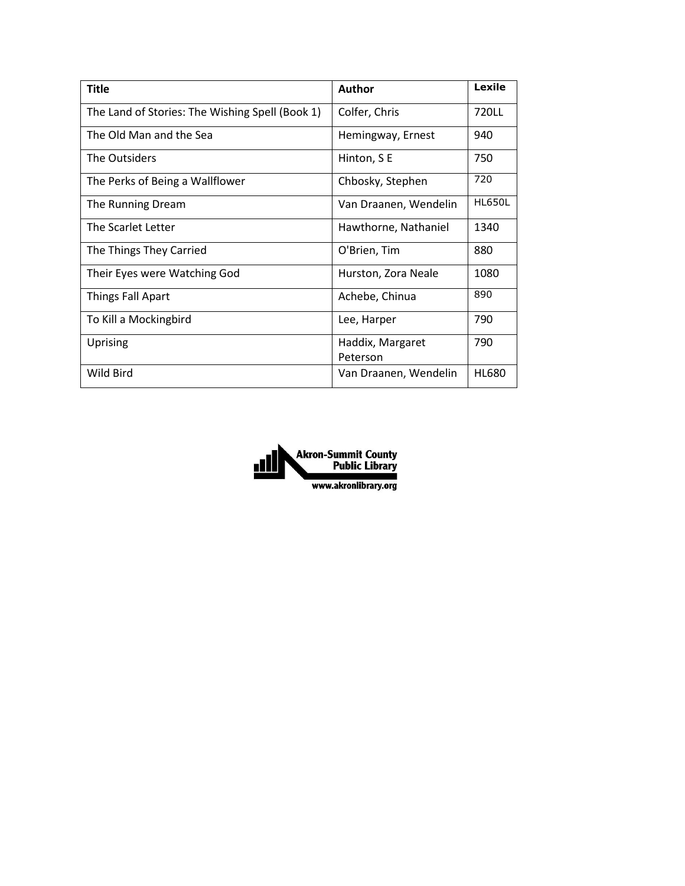| Title | Author | Lexile |
|---|---|---|
| The Land of Stories: The Wishing Spell (Book 1) | Colfer, Chris | 720LL |
| The Old Man and the Sea | Hemingway, Ernest | 940 |
| The Outsiders | Hinton, S E | 750 |
| The Perks of Being a Wallflower | Chbosky, Stephen | 720 |
| The Running Dream | Van Draanen, Wendelin | HL650L |
| The Scarlet Letter | Hawthorne, Nathaniel | 1340 |
| The Things They Carried | O'Brien, Tim | 880 |
| Their Eyes were Watching God | Hurston, Zora Neale | 1080 |
| Things Fall Apart | Achebe, Chinua | 890 |
| To Kill a Mockingbird | Lee, Harper | 790 |
| Uprising | Haddix, Margaret Peterson | 790 |
| Wild Bird | Van Draanen, Wendelin | HL680 |

Akron-Summit County Public Library
www.akronlibrary.org